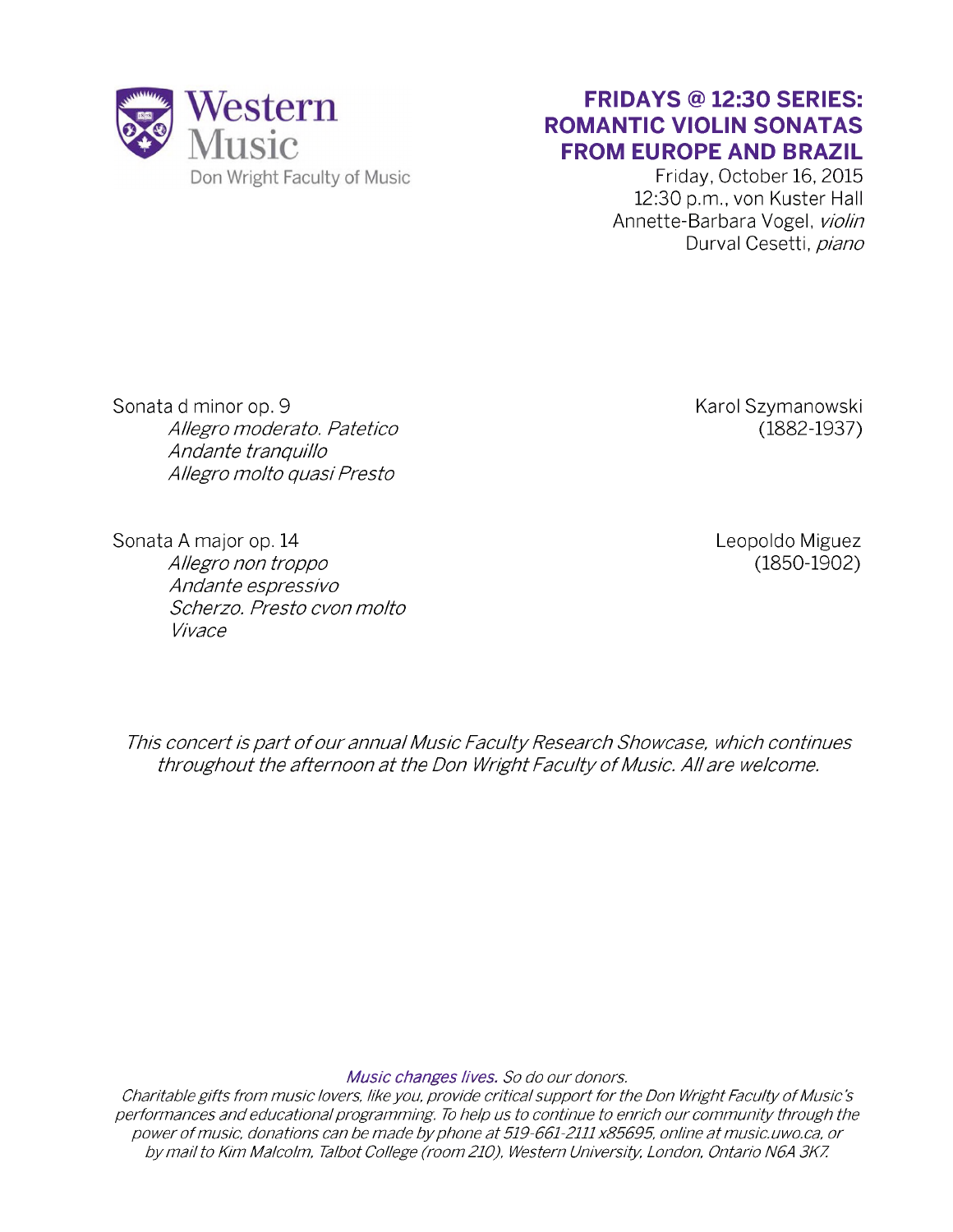Western Music
Don Wright Faculty of Music

# FRIDAYS @ 12:30 SERIES: ROMANTIC VIOLIN SONATAS FROM EUROPE AND BRAZIL

Friday, October 16, 2015
12:30 p.m., von Kuster Hall
Annette-Barbara Vogel, *violin*
Durval Cesetti, *piano*

Sonata d minor op. 9 — Karol Szymanowski (1882-1937)

*Allegro moderato. Patetico*
*Andante tranquillo*
*Allegro molto quasi Presto*

Sonata A major op. 14 — Leopoldo Miguez (1850-1902)

*Allegro non troppo*
*Andante espressivo*
*Scherzo. Presto cvon molto*
*Vivace*

*This concert is part of our annual Music Faculty Research Showcase, which continues throughout the afternoon at the Don Wright Faculty of Music. All are welcome.*

*Music changes lives. So do our donors.*
*Charitable gifts from music lovers, like you, provide critical support for the Don Wright Faculty of Music's performances and educational programming. To help us to continue to enrich our community through the power of music, donations can be made by phone at 519-661-2111 x85695, online at music.uwo.ca, or by mail to Kim Malcolm, Talbot College (room 210), Western University, London, Ontario N6A 3K7.*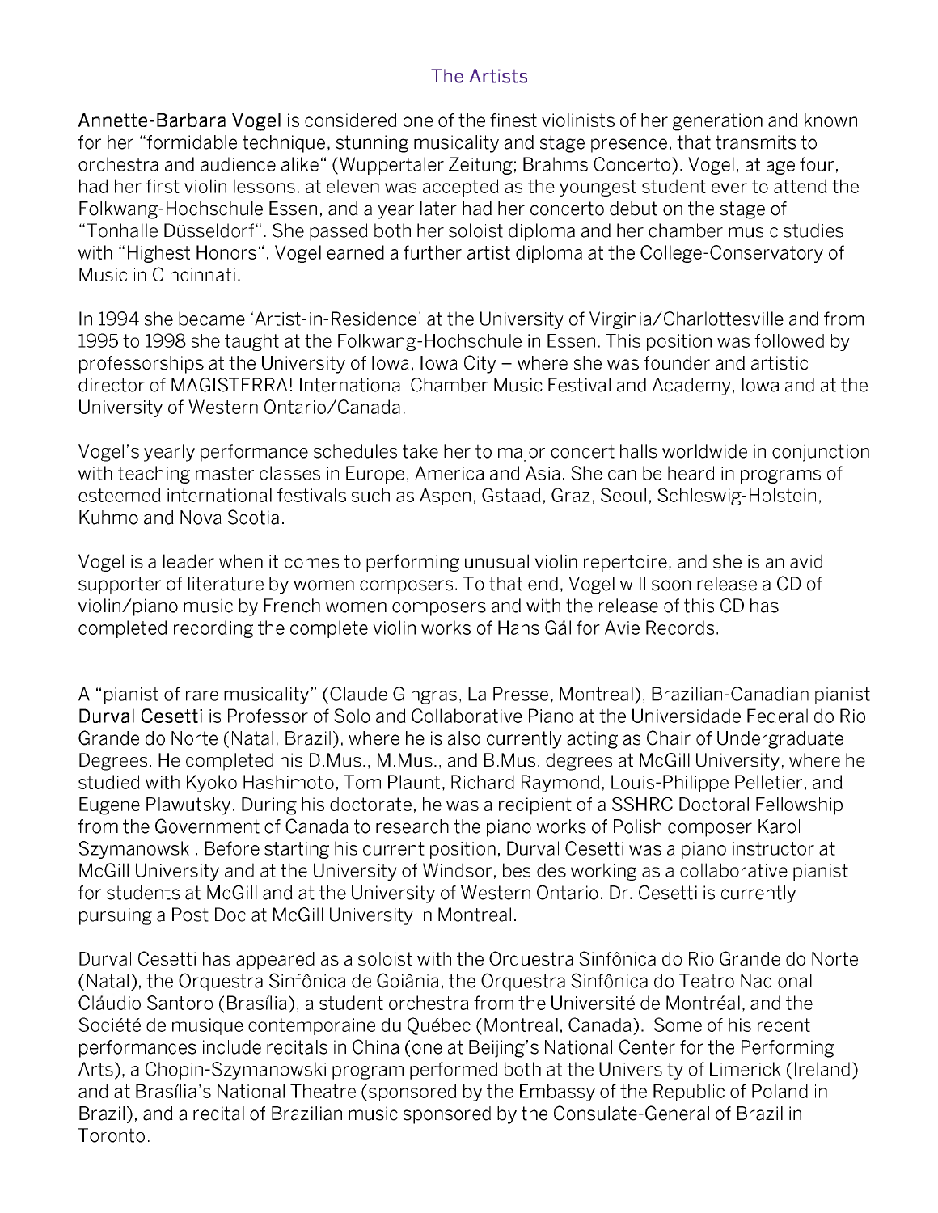# The Artists

**Annette-Barbara Vogel** is considered one of the finest violinists of her generation and known for her "formidable technique, stunning musicality and stage presence, that transmits to orchestra and audience alike" (Wuppertaler Zeitung; Brahms Concerto). Vogel, at age four, had her first violin lessons, at eleven was accepted as the youngest student ever to attend the Folkwang-Hochschule Essen, and a year later had her concerto debut on the stage of "Tonhalle Düsseldorf". She passed both her soloist diploma and her chamber music studies with "Highest Honors". Vogel earned a further artist diploma at the College-Conservatory of Music in Cincinnati.

In 1994 she became 'Artist-in-Residence' at the University of Virginia/Charlottesville and from 1995 to 1998 she taught at the Folkwang-Hochschule in Essen. This position was followed by professorships at the University of Iowa, Iowa City – where she was founder and artistic director of MAGISTERRA! International Chamber Music Festival and Academy, Iowa and at the University of Western Ontario/Canada.

Vogel's yearly performance schedules take her to major concert halls worldwide in conjunction with teaching master classes in Europe, America and Asia. She can be heard in programs of esteemed international festivals such as Aspen, Gstaad, Graz, Seoul, Schleswig-Holstein, Kuhmo and Nova Scotia.

Vogel is a leader when it comes to performing unusual violin repertoire, and she is an avid supporter of literature by women composers. To that end, Vogel will soon release a CD of violin/piano music by French women composers and with the release of this CD has completed recording the complete violin works of Hans Gál for Avie Records.

A "pianist of rare musicality" (Claude Gingras, La Presse, Montreal), Brazilian-Canadian pianist **Durval Cesetti** is Professor of Solo and Collaborative Piano at the Universidade Federal do Rio Grande do Norte (Natal, Brazil), where he is also currently acting as Chair of Undergraduate Degrees. He completed his D.Mus., M.Mus., and B.Mus. degrees at McGill University, where he studied with Kyoko Hashimoto, Tom Plaunt, Richard Raymond, Louis-Philippe Pelletier, and Eugene Plawutsky. During his doctorate, he was a recipient of a SSHRC Doctoral Fellowship from the Government of Canada to research the piano works of Polish composer Karol Szymanowski. Before starting his current position, Durval Cesetti was a piano instructor at McGill University and at the University of Windsor, besides working as a collaborative pianist for students at McGill and at the University of Western Ontario. Dr. Cesetti is currently pursuing a Post Doc at McGill University in Montreal.

Durval Cesetti has appeared as a soloist with the Orquestra Sinfônica do Rio Grande do Norte (Natal), the Orquestra Sinfônica de Goiânia, the Orquestra Sinfônica do Teatro Nacional Cláudio Santoro (Brasília), a student orchestra from the Université de Montréal, and the Société de musique contemporaine du Québec (Montreal, Canada). Some of his recent performances include recitals in China (one at Beijing's National Center for the Performing Arts), a Chopin-Szymanowski program performed both at the University of Limerick (Ireland) and at Brasília's National Theatre (sponsored by the Embassy of the Republic of Poland in Brazil), and a recital of Brazilian music sponsored by the Consulate-General of Brazil in Toronto.